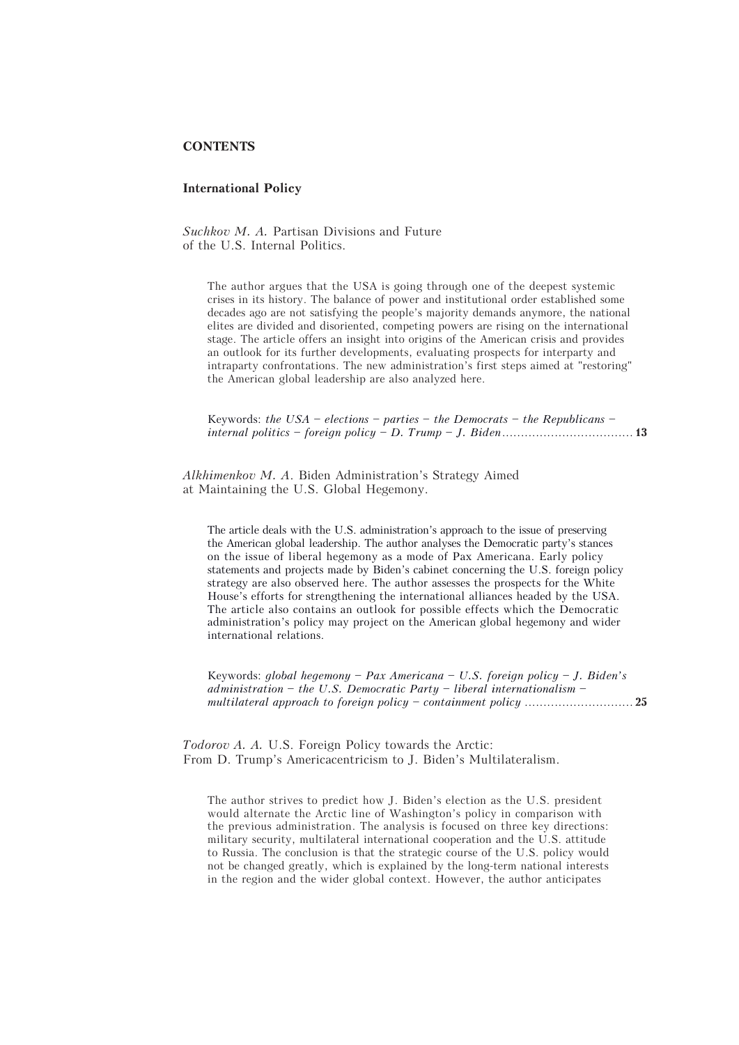## CONTENTS

### International Policy

*Suchkov M. A.* Partisan Divisions and Future of the U.S. Internal Politics.

The author argues that the USA is going through one of the deepest systemic crises in its history. The balance of power and institutional order established some decades ago are not satisfying the people's majority demands anymore, the national elites are divided and disoriented, competing powers are rising on the international stage. The article offers an insight into origins of the American crisis and provides an outlook for its further developments, evaluating prospects for interparty and intraparty confrontations. The new administration's first steps aimed at "restoring" the American global leadership are also analyzed here.

Keywords: *the USA – elections – parties – the Democrats – the Republicans – internal politics – foreign policy – D. Trump – J. Biden*.................................. **13**

*Alkhimenkov M. A.* Biden Administration's Strategy Aimed at Maintaining the U.S. Global Hegemony.

The article deals with the U.S. administration's approach to the issue of preserving the American global leadership. The author analyses the Democratic party's stances on the issue of liberal hegemony as a mode of Pax Americana. Early policy statements and projects made by Biden's cabinet concerning the U.S. foreign policy strategy are also observed here. The author assesses the prospects for the White House's efforts for strengthening the international alliances headed by the USA. The article also contains an outlook for possible effects which the Democratic administration's policy may project on the American global hegemony and wider international relations.

Keywords: *global hegemony – Pax Americana – U.S. foreign policy – J. Biden's administration – the U.S. Democratic Party – liberal internationalism – multilateral approach to foreign policy – containment policy* ............................ **25**

*Todorov A. A.* U.S. Foreign Policy towards the Arctic: From D. Trump's Americacentricism to J. Biden's Multilateralism.

The author strives to predict how J. Biden's election as the U.S. president would alternate the Arctic line of Washington's policy in comparison with the previous administration. The analysis is focused on three key directions: military security, multilateral international cooperation and the U.S. attitude to Russia. The conclusion is that the strategic course of the U.S. policy would not be changed greatly, which is explained by the long-term national interests in the region and the wider global context. However, the author anticipates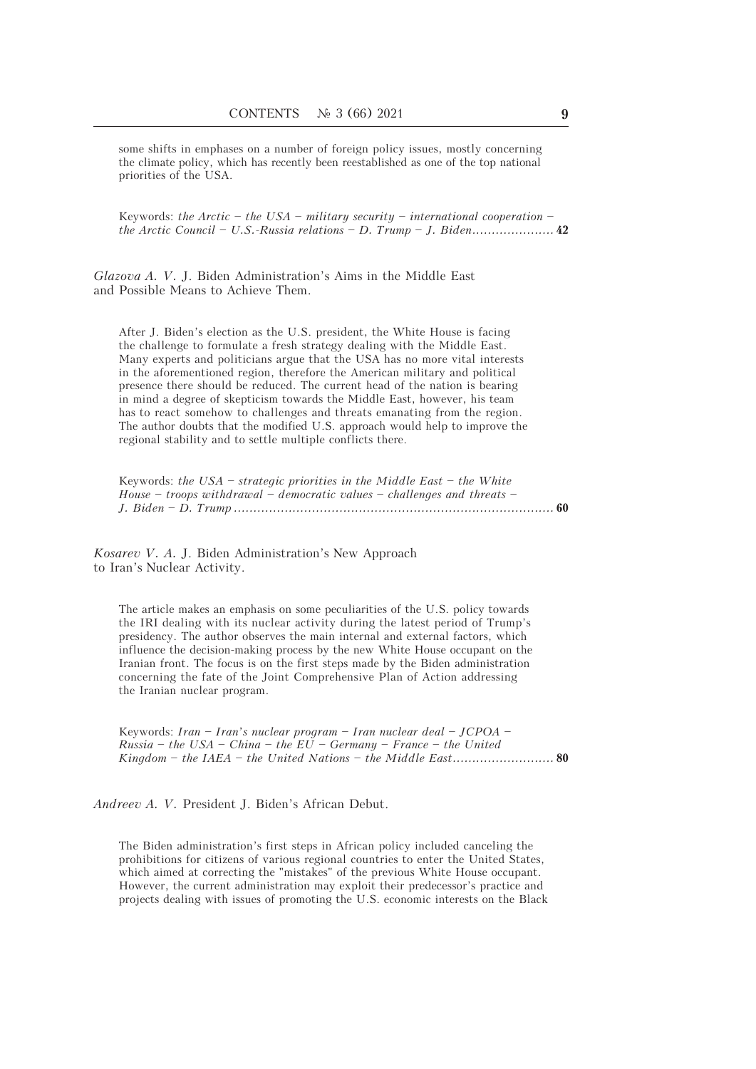some shifts in emphases on a number of foreign policy issues, mostly concerning the climate policy, which has recently been reestablished as one of the top national priorities of the USA.

Keywords: *the Arctic – the USA – military security – international cooperation – the Arctic Council – U.S.-Russia relations – D. Trump – J. Biden*.................... **42**

*Glazova A. V.* J. Biden Administration's Aims in the Middle East and Possible Means to Achieve Them.

After J. Biden's election as the U.S. president, the White House is facing the challenge to formulate a fresh strategy dealing with the Middle East. Many experts and politicians argue that the USA has no more vital interests in the aforementioned region, therefore the American military and political presence there should be reduced. The current head of the nation is bearing in mind a degree of skepticism towards the Middle East, however, his team has to react somehow to challenges and threats emanating from the region. The author doubts that the modified U.S. approach would help to improve the regional stability and to settle multiple conflicts there.

Keywords: *the USA – strategic priorities in the Middle East – the White House – troops withdrawal – democratic values – challenges and threats – J. Biden – D. Trump*................................................................................ **60**

*Kosarev V. A.* J. Biden Administration's New Approach to Iran's Nuclear Activity.

The article makes an emphasis on some peculiarities of the U.S. policy towards the IRI dealing with its nuclear activity during the latest period of Trump's presidency. The author observes the main internal and external factors, which influence the decision-making process by the new White House occupant on the Iranian front. The focus is on the first steps made by the Biden administration concerning the fate of the Joint Comprehensive Plan of Action addressing the Iranian nuclear program.

Keywords: *Iran – Iran's nuclear program – Iran nuclear deal – JCPOA – Russia – the USA – China – the EU – Germany – France – the United Kingdom – the IAEA – the United Nations – the Middle East*......................... **80**

*Andreev A. V.* President J. Biden's African Debut.

The Biden administration's first steps in African policy included canceling the prohibitions for citizens of various regional countries to enter the United States, which aimed at correcting the "mistakes" of the previous White House occupant. However, the current administration may exploit their predecessor's practice and projects dealing with issues of promoting the U.S. economic interests on the Black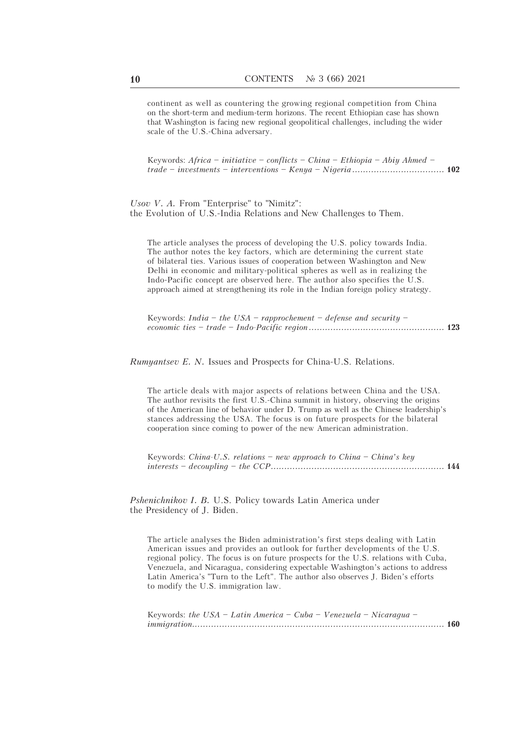continent as well as countering the growing regional competition from China on the short-term and medium-term horizons. The recent Ethiopian case has shown that Washington is facing new regional geopolitical challenges, including the wider scale of the U.S.-China adversary.

Keywords: *Africa – initiative – conflicts – China – Ethiopia – Abiy Ahmed – trade – investments – interventions – Kenya – Nigeria* .................................. **102**

*Usov V. A.* From "Enterprise" to "Nimitz": the Evolution of U.S.-India Relations and New Challenges to Them.

The article analyses the process of developing the U.S. policy towards India. The author notes the key factors, which are determining the current state of bilateral ties. Various issues of cooperation between Washington and New Delhi in economic and military-political spheres as well as in realizing the Indo-Pacific concept are observed here. The author also specifies the U.S. approach aimed at strengthening its role in the Indian foreign policy strategy.

Keywords: *India – the USA – rapprochement – defense and security – economic ties – trade – Indo-Pacific region* ................................................. **123**

*Rumyantsev E. N.* Issues and Prospects for China-U.S. Relations.

The article deals with major aspects of relations between China and the USA. The author revisits the first U.S.-China summit in history, observing the origins of the American line of behavior under D. Trump as well as the Chinese leadership's stances addressing the USA. The focus is on future prospects for the bilateral cooperation since coming to power of the new American administration.

Keywords: *China-U.S. relations – new approach to China – China's key interests – decoupling – the CCP* ............................................................... **144**

*Pshenichnikov I. B.* U.S. Policy towards Latin America under the Presidency of J. Biden.

The article analyses the Biden administration's first steps dealing with Latin American issues and provides an outlook for further developments of the U.S. regional policy. The focus is on future prospects for the U.S. relations with Cuba, Venezuela, and Nicaragua, considering expectable Washington's actions to address Latin America's "Turn to the Left". The author also observes J. Biden's efforts to modify the U.S. immigration law.

Keywords: *the USA – Latin America – Cuba – Venezuela – Nicaragua – immigration* ............................................................................................ **160**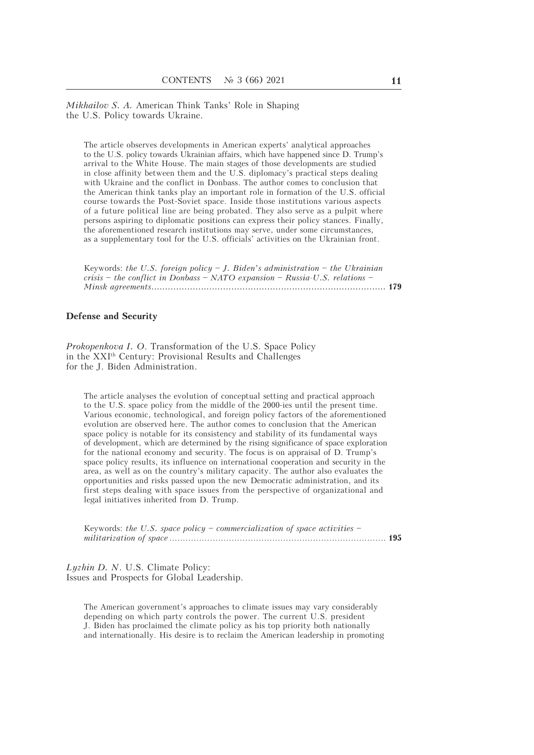*Mikhailov S. A.* American Think Tanks' Role in Shaping the U.S. Policy towards Ukraine.

The article observes developments in American experts' analytical approaches to the U.S. policy towards Ukrainian affairs, which have happened since D. Trump's arrival to the White House. The main stages of those developments are studied in close affinity between them and the U.S. diplomacy's practical steps dealing with Ukraine and the conflict in Donbass. The author comes to conclusion that the American think tanks play an important role in formation of the U.S. official course towards the Post-Soviet space. Inside those institutions various aspects of a future political line are being probated. They also serve as a pulpit where persons aspiring to diplomatic positions can express their policy stances. Finally, the aforementioned research institutions may serve, under some circumstances, as a supplementary tool for the U.S. officials' activities on the Ukrainian front.

Keywords: *the U.S. foreign policy – J. Biden's administration – the Ukrainian crisis – the conflict in Donbass – NATO expansion – Russia-U.S. relations – Minsk agreements*.................................................................................... **179**

## Defense and Security

*Prokopenkova I. O.* Transformation of the U.S. Space Policy in the XXI[th] Century: Provisional Results and Challenges for the J. Biden Administration.

The article analyses the evolution of conceptual setting and practical approach to the U.S. space policy from the middle of the 2000-ies until the present time. Various economic, technological, and foreign policy factors of the aforementioned evolution are observed here. The author comes to conclusion that the American space policy is notable for its consistency and stability of its fundamental ways of development, which are determined by the rising significance of space exploration for the national economy and security. The focus is on appraisal of D. Trump's space policy results, its influence on international cooperation and security in the area, as well as on the country's military capacity. The author also evaluates the opportunities and risks passed upon the new Democratic administration, and its first steps dealing with space issues from the perspective of organizational and legal initiatives inherited from D. Trump.

Keywords: *the U.S. space policy – commercialization of space activities – militarization of space*................................................................................ **195**

*Lyzhin D. N.* U.S. Climate Policy: Issues and Prospects for Global Leadership.

The American government's approaches to climate issues may vary considerably depending on which party controls the power. The current U.S. president J. Biden has proclaimed the climate policy as his top priority both nationally and internationally. His desire is to reclaim the American leadership in promoting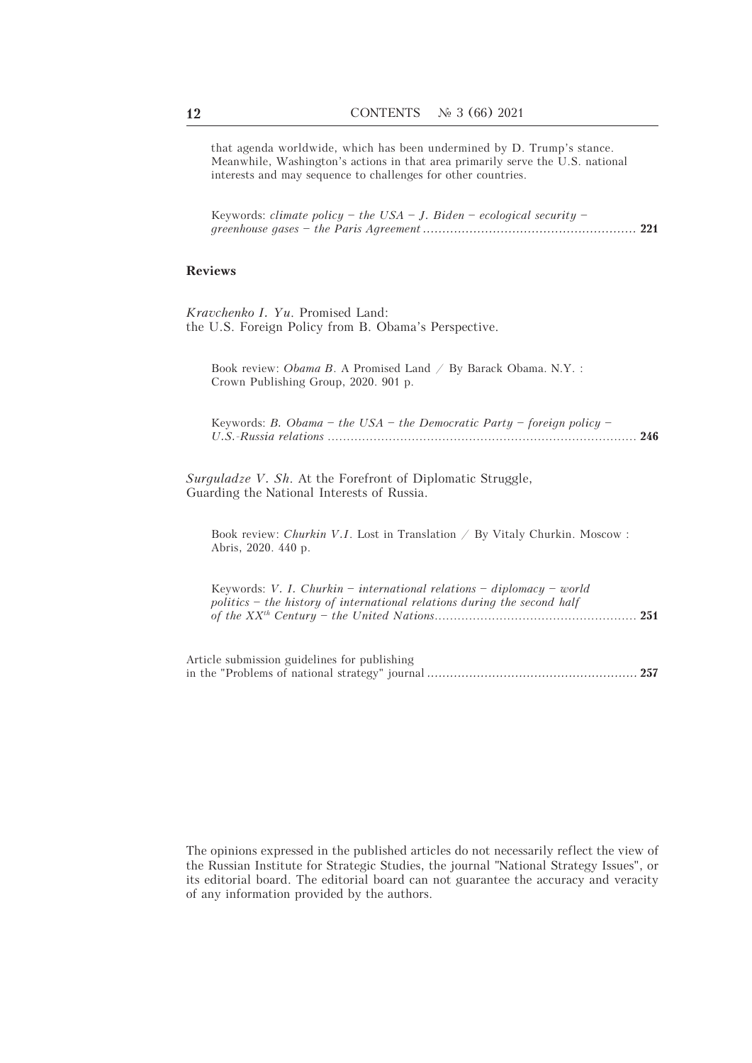that agenda worldwide, which has been undermined by D. Trump's stance. Meanwhile, Washington's actions in that area primarily serve the U.S. national interests and may sequence to challenges for other countries.

Keywords: *climate policy – the USA – J. Biden – ecological security – greenhouse gases – the Paris Agreement* ...................................................... **221**

## Reviews

*Kravchenko I. Yu.* Promised Land: the U.S. Foreign Policy from B. Obama's Perspective.

Book review: *Obama B.* A Promised Land / By Barack Obama. N.Y. : Crown Publishing Group, 2020. 901 p.

Keywords: *B. Obama – the USA – the Democratic Party – foreign policy – U.S.-Russia relations* ................................................................................ **246**

*Surguladze V. Sh.* At the Forefront of Diplomatic Struggle, Guarding the National Interests of Russia.

Book review: *Churkin V.I.* Lost in Translation / By Vitaly Churkin. Moscow : Abris, 2020. 440 p.

Keywords: *V. I. Churkin – international relations – diplomacy – world politics – the history of international relations during the second half of the XX*[th] *Century – the United Nations*.................................................... **251**

Article submission guidelines for publishing in the "Problems of national strategy" journal ...................................................... **257**

The opinions expressed in the published articles do not necessarily reflect the view of the Russian Institute for Strategic Studies, the journal "National Strategy Issues", or its editorial board. The editorial board can not guarantee the accuracy and veracity of any information provided by the authors.